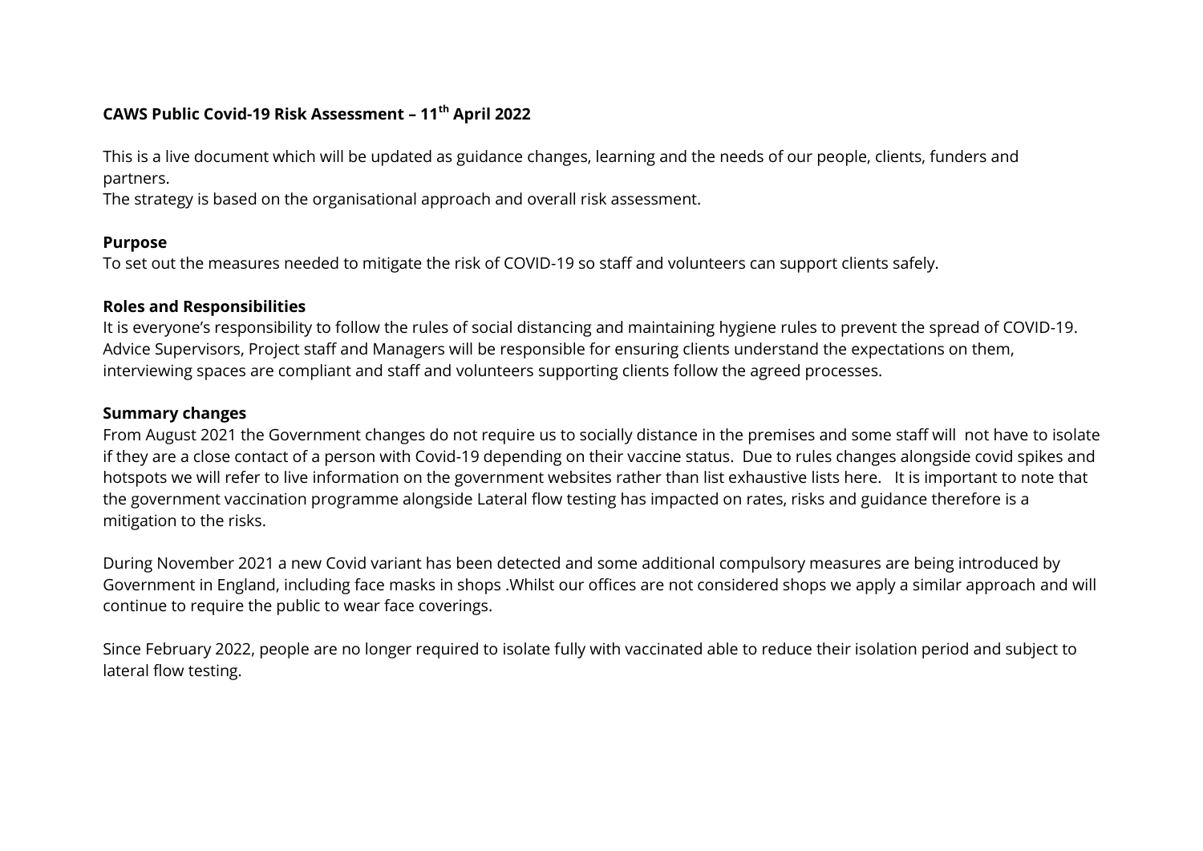# CAWS Public Covid-19 Risk Assessment – 11th April 2022

This is a live document which will be updated as guidance changes, learning and the needs of our people, clients, funders and partners.
The strategy is based on the organisational approach and overall risk assessment.

## Purpose

To set out the measures needed to mitigate the risk of COVID-19 so staff and volunteers can support clients safely.

## Roles and Responsibilities

It is everyone's responsibility to follow the rules of social distancing and maintaining hygiene rules to prevent the spread of COVID-19. Advice Supervisors, Project staff and Managers will be responsible for ensuring clients understand the expectations on them, interviewing spaces are compliant and staff and volunteers supporting clients follow the agreed processes.

## Summary changes

From August 2021 the Government changes do not require us to socially distance in the premises and some staff will not have to isolate if they are a close contact of a person with Covid-19 depending on their vaccine status. Due to rules changes alongside covid spikes and hotspots we will refer to live information on the government websites rather than list exhaustive lists here. It is important to note that the government vaccination programme alongside Lateral flow testing has impacted on rates, risks and guidance therefore is a mitigation to the risks.

During November 2021 a new Covid variant has been detected and some additional compulsory measures are being introduced by Government in England, including face masks in shops .Whilst our offices are not considered shops we apply a similar approach and will continue to require the public to wear face coverings.

Since February 2022, people are no longer required to isolate fully with vaccinated able to reduce their isolation period and subject to lateral flow testing.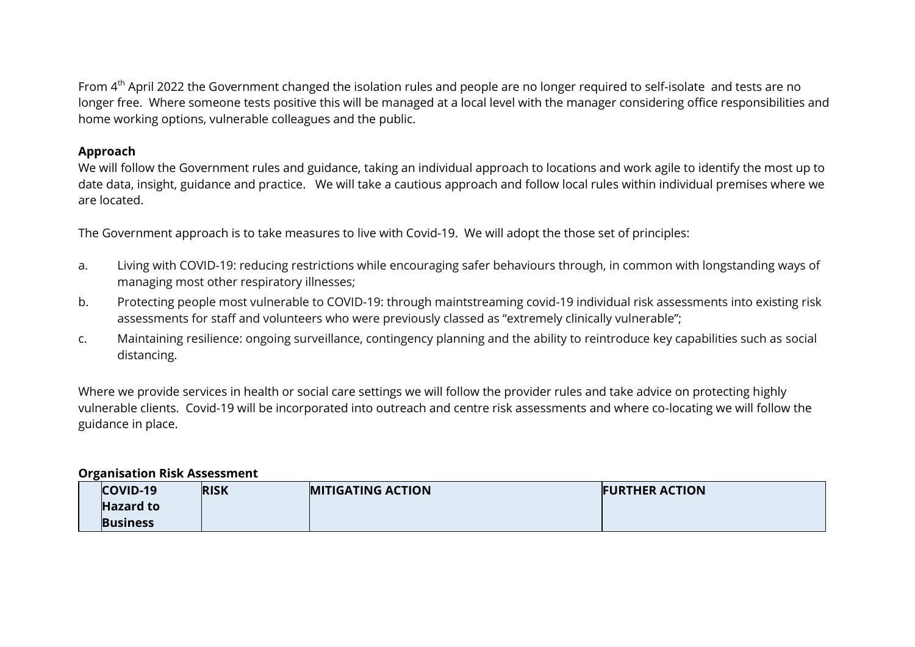From 4th April 2022 the Government changed the isolation rules and people are no longer required to self-isolate and tests are no longer free. Where someone tests positive this will be managed at a local level with the manager considering office responsibilities and home working options, vulnerable colleagues and the public.

**Approach**

We will follow the Government rules and guidance, taking an individual approach to locations and work agile to identify the most up to date data, insight, guidance and practice. We will take a cautious approach and follow local rules within individual premises where we are located.

The Government approach is to take measures to live with Covid-19. We will adopt the those set of principles:

a. Living with COVID-19: reducing restrictions while encouraging safer behaviours through, in common with longstanding ways of managing most other respiratory illnesses;

b. Protecting people most vulnerable to COVID-19: through maintstreaming covid-19 individual risk assessments into existing risk assessments for staff and volunteers who were previously classed as "extremely clinically vulnerable";

c. Maintaining resilience: ongoing surveillance, contingency planning and the ability to reintroduce key capabilities such as social distancing.

Where we provide services in health or social care settings we will follow the provider rules and take advice on protecting highly vulnerable clients. Covid-19 will be incorporated into outreach and centre risk assessments and where co-locating we will follow the guidance in place.

**Organisation Risk Assessment**

| | COVID-19 Hazard to Business | RISK | MITIGATING ACTION | FURTHER ACTION |
|---|---|---|---|---|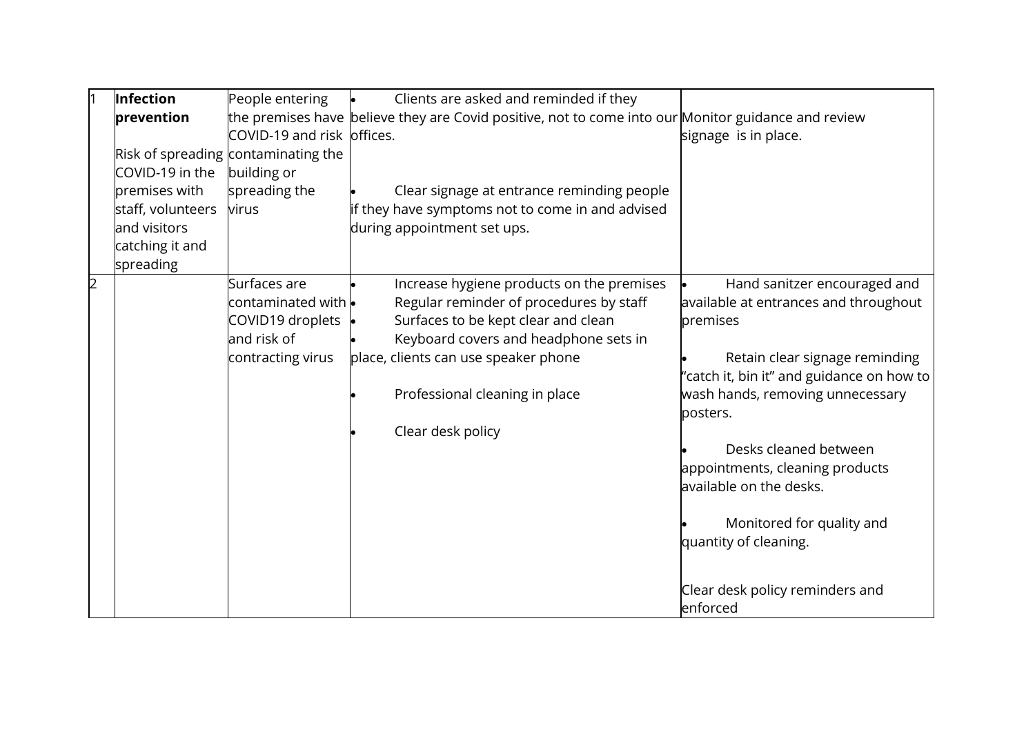|   |   |   |   |   |
|---|---|---|---|---|
| 1 | **Infection prevention**<br><br>Risk of spreading COVID-19 in the premises with staff, volunteers and visitors catching it and spreading | People entering the premises have COVID-19 and risk contaminating the building or spreading the virus | • Clients are asked and reminded if they believe they are Covid positive, not to come into our offices.<br><br>• Clear signage at entrance reminding people if they have symptoms not to come in and advised during appointment set ups. | Monitor guidance and review signage is in place. |
| 2 |   | Surfaces are contaminated with COVID19 droplets and risk of contracting virus | • Increase hygiene products on the premises<br>• Regular reminder of procedures by staff<br>• Surfaces to be kept clear and clean<br>• Keyboard covers and headphone sets in place, clients can use speaker phone<br><br>• Professional cleaning in place<br><br>• Clear desk policy | • Hand sanitzer encouraged and available at entrances and throughout premises<br><br>• Retain clear signage reminding "catch it, bin it" and guidance on how to wash hands, removing unnecessary posters.<br><br>• Desks cleaned between appointments, cleaning products available on the desks.<br><br>• Monitored for quality and quantity of cleaning.<br><br>Clear desk policy reminders and enforced |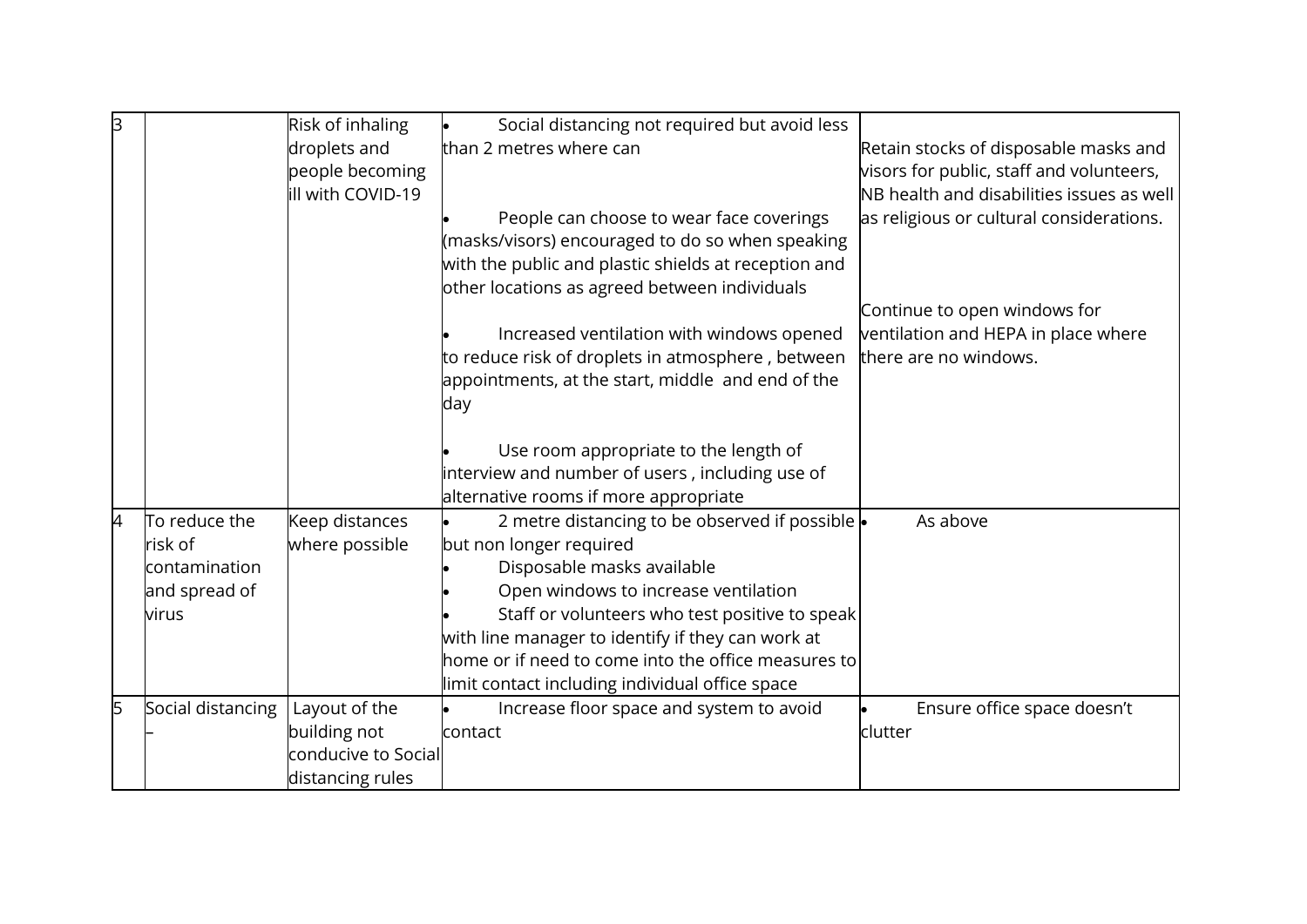| 3 | | Risk of inhaling droplets and people becoming ill with COVID-19 | • Social distancing not required but avoid less than 2 metres where can<br><br>• People can choose to wear face coverings (masks/visors) encouraged to do so when speaking with the public and plastic shields at reception and other locations as agreed between individuals<br><br>• Increased ventilation with windows opened to reduce risk of droplets in atmosphere , between appointments, at the start, middle and end of the day<br><br>• Use room appropriate to the length of interview and number of users , including use of alternative rooms if more appropriate | Retain stocks of disposable masks and visors for public, staff and volunteers, NB health and disabilities issues as well as religious or cultural considerations.<br><br>Continue to open windows for ventilation and HEPA in place where there are no windows. |
|---|---|---|---|---|
| 4 | To reduce the risk of contamination and spread of virus | Keep distances where possible | • 2 metre distancing to be observed if possible but non longer required<br>• Disposable masks available<br>• Open windows to increase ventilation<br>• Staff or volunteers who test positive to speak with line manager to identify if they can work at home or if need to come into the office measures to limit contact including individual office space | • As above |
| 5 | Social distancing – | Layout of the building not conducive to Social distancing rules | • Increase floor space and system to avoid contact | • Ensure office space doesn't clutter |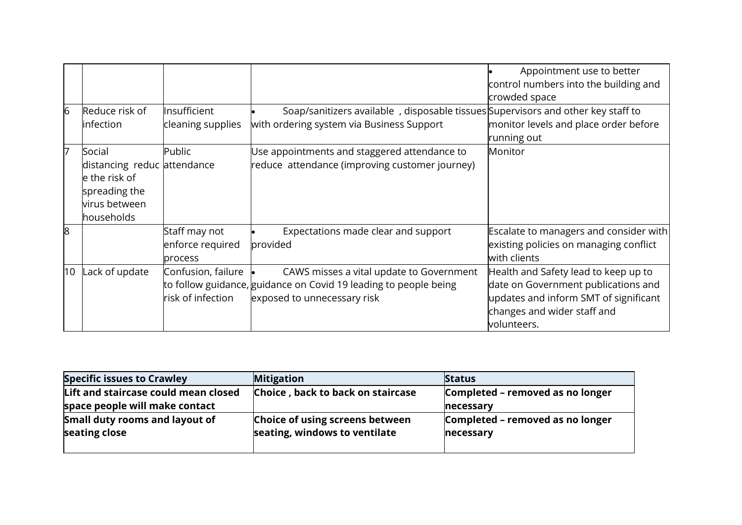| | | | | |
|---|---|---|---|---|
| | | | | • Appointment use to better control numbers into the building and crowded space |
| 6 | Reduce risk of infection | Insufficient cleaning supplies | • Soap/sanitizers available , disposable tissues with ordering system via Business Support | Supervisors and other key staff to monitor levels and place order before running out |
| 7 | Social distancing reduce the risk of spreading the virus between households | Public attendance | Use appointments and staggered attendance to reduce attendance (improving customer journey) | Monitor |
| 8 | | Staff may not enforce required process | • Expectations made clear and support provided | Escalate to managers and consider with existing policies on managing conflict with clients |
| 10 | Lack of update | Confusion, failure to follow guidance, risk of infection | • CAWS misses a vital update to Government guidance on Covid 19 leading to people being exposed to unnecessary risk | Health and Safety lead to keep up to date on Government publications and updates and inform SMT of significant changes and wider staff and volunteers. |

| **Specific issues to Crawley** | **Mitigation** | **Status** |
|---|---|---|
| **Lift and staircase could mean closed space people will make contact** | **Choice , back to back on staircase** | **Completed – removed as no longer necessary** |
| **Small duty rooms and layout of seating close** | **Choice of using screens between seating, windows to ventilate** | **Completed – removed as no longer necessary** |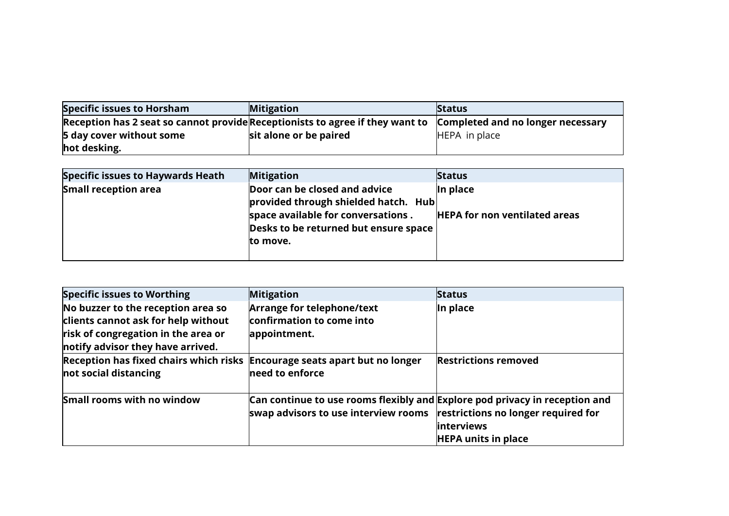| Specific issues to Horsham | Mitigation | Status |
|---|---|---|
| **Reception has 2 seat so cannot provide 5 day cover without some hot desking.** | **Receptionists to agree if they want to sit alone or be paired** | **Completed and no longer necessary** HEPA in place |

| Specific issues to Haywards Heath | Mitigation | Status |
|---|---|---|
| **Small reception area** | **Door can be closed and advice provided through shielded hatch. Hub space available for conversations . Desks to be returned but ensure space to move.** | **In place** <br><br> **HEPA for non ventilated areas** |

| Specific issues to Worthing | Mitigation | Status |
|---|---|---|
| **No buzzer to the reception area so clients cannot ask for help without risk of congregation in the area or notify advisor they have arrived.** | **Arrange for telephone/text confirmation to come into appointment.** | **In place** |
| **Reception has fixed chairs which risks not social distancing** | **Encourage seats apart but no longer need to enforce** | **Restrictions removed** |
| **Small rooms with no window** | **Can continue to use rooms flexibly and swap advisors to use interview rooms** | **Explore pod privacy in reception and restrictions no longer required for interviews** <br> **HEPA units in place** |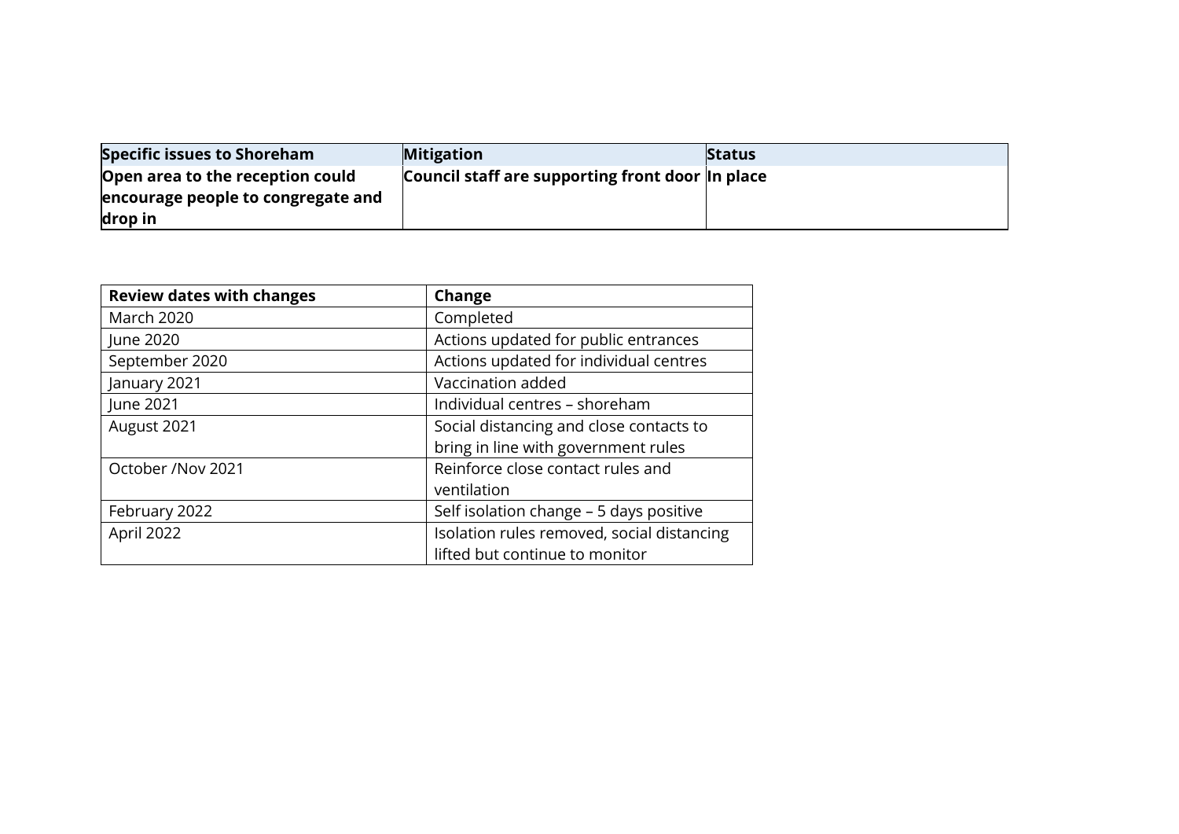| **Specific issues to Shoreham** | **Mitigation** | **Status** |
|---|---|---|
| **Open area to the reception could encourage people to congregate and drop in** | **Council staff are supporting front door** | **In place** |

| **Review dates with changes** | **Change** |
|---|---|
| March 2020 | Completed |
| June 2020 | Actions updated for public entrances |
| September 2020 | Actions updated for individual centres |
| January 2021 | Vaccination added |
| June 2021 | Individual centres – shoreham |
| August 2021 | Social distancing and close contacts to bring in line with government rules |
| October /Nov 2021 | Reinforce close contact rules and ventilation |
| February 2022 | Self isolation change – 5 days positive |
| April 2022 | Isolation rules removed, social distancing lifted but continue to monitor |